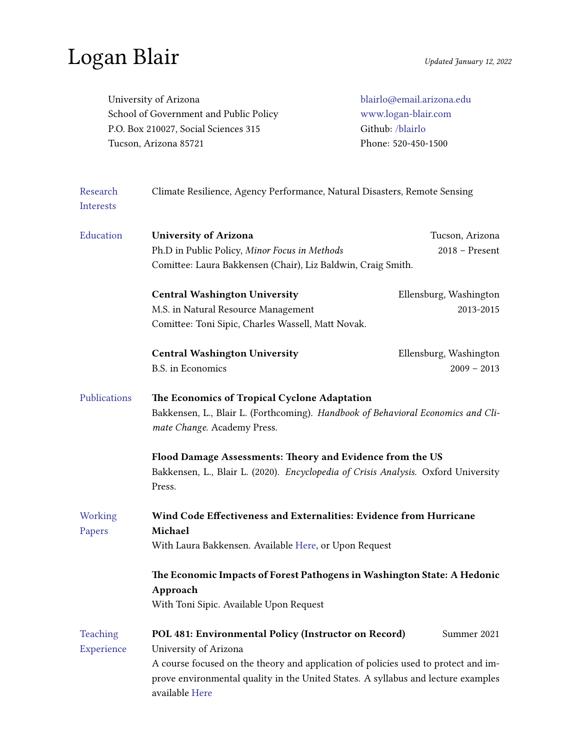# Logan Blair

*Updated January 12, 2022*

University of Arizona
School of Government and Public Policy
P.O. Box 210027, Social Sciences 315
Tucson, Arizona 85721

blairlo@email.arizona.edu
www.logan-blair.com
Github: /blairlo
Phone: 520-450-1500

## Research Interests

Climate Resilience, Agency Performance, Natural Disasters, Remote Sensing

## Education

**University of Arizona** — Tucson, Arizona
Ph.D in Public Policy, *Minor Focus in Methods* — 2018 – Present
Comittee: Laura Bakkensen (Chair), Liz Baldwin, Craig Smith.

**Central Washington University** — Ellensburg, Washington
M.S. in Natural Resource Management — 2013-2015
Comittee: Toni Sipic, Charles Wassell, Matt Novak.

**Central Washington University** — Ellensburg, Washington
B.S. in Economics — 2009 – 2013

## Publications

**The Economics of Tropical Cyclone Adaptation**
Bakkensen, L., Blair L. (Forthcoming). *Handbook of Behavioral Economics and Climate Change.* Academy Press.

**Flood Damage Assessments: Theory and Evidence from the US**
Bakkensen, L., Blair L. (2020). *Encyclopedia of Crisis Analysis.* Oxford University Press.

## Working Papers

**Wind Code Effectiveness and Externalities: Evidence from Hurricane Michael**
With Laura Bakkensen. Available Here, or Upon Request

**The Economic Impacts of Forest Pathogens in Washington State: A Hedonic Approach**
With Toni Sipic. Available Upon Request

## Teaching Experience

**POL 481: Environmental Policy (Instructor on Record)** — Summer 2021
University of Arizona
A course focused on the theory and application of policies used to protect and improve environmental quality in the United States. A syllabus and lecture examples available Here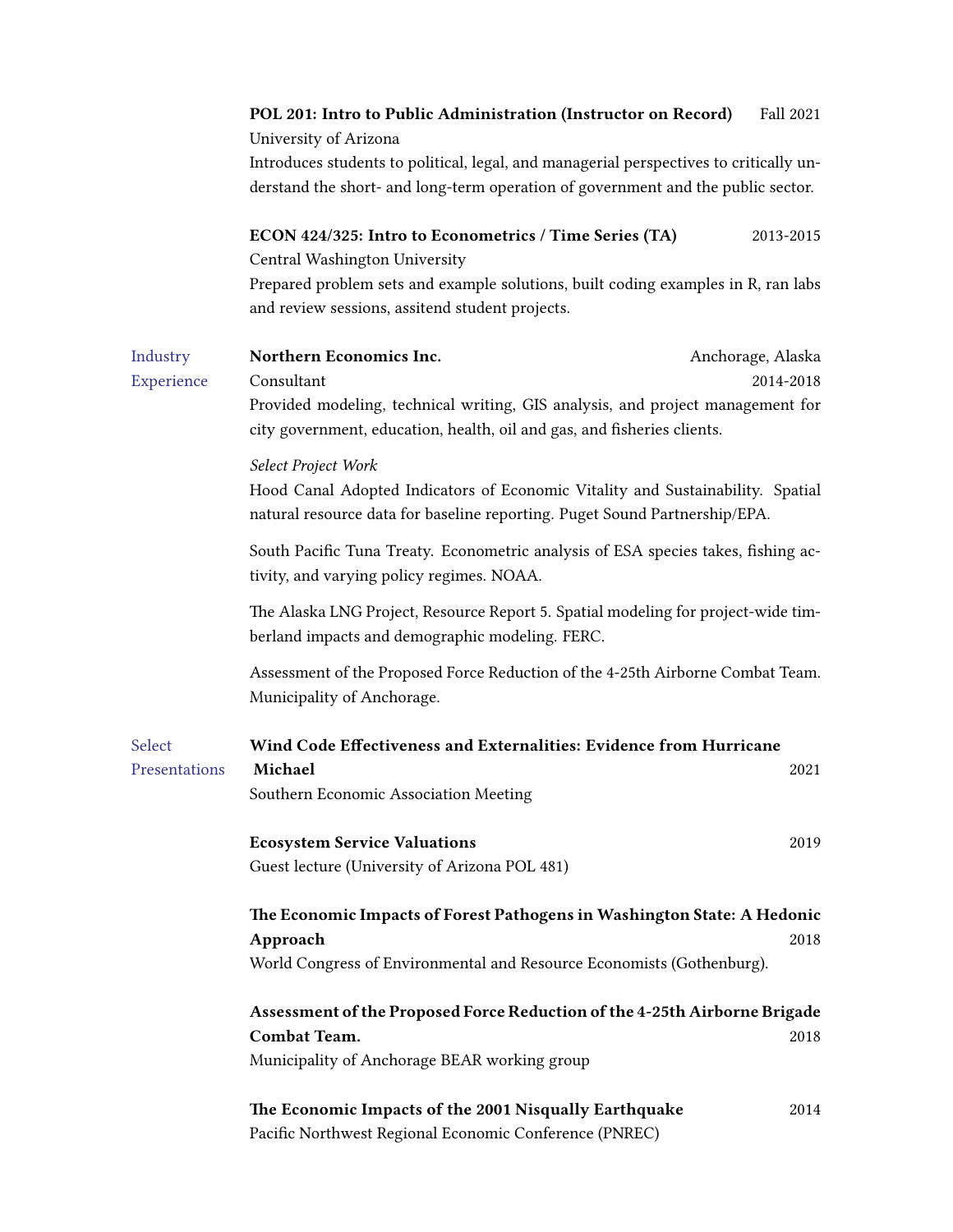**POL 201: Intro to Public Administration (Instructor on Record)** Fall 2021
University of Arizona
Introduces students to political, legal, and managerial perspectives to critically understand the short- and long-term operation of government and the public sector.

**ECON 424/325: Intro to Econometrics / Time Series (TA)** 2013-2015
Central Washington University
Prepared problem sets and example solutions, built coding examples in R, ran labs and review sessions, assitend student projects.

## Industry Experience

**Northern Economics Inc.** Anchorage, Alaska
Consultant 2014-2018
Provided modeling, technical writing, GIS analysis, and project management for city government, education, health, oil and gas, and fisheries clients.

*Select Project Work*

Hood Canal Adopted Indicators of Economic Vitality and Sustainability. Spatial natural resource data for baseline reporting. Puget Sound Partnership/EPA.

South Pacific Tuna Treaty. Econometric analysis of ESA species takes, fishing activity, and varying policy regimes. NOAA.

The Alaska LNG Project, Resource Report 5. Spatial modeling for project-wide timberland impacts and demographic modeling. FERC.

Assessment of the Proposed Force Reduction of the 4-25th Airborne Combat Team. Municipality of Anchorage.

## Select Presentations

**Wind Code Effectiveness and Externalities: Evidence from Hurricane Michael** 2021
Southern Economic Association Meeting

**Ecosystem Service Valuations** 2019
Guest lecture (University of Arizona POL 481)

**The Economic Impacts of Forest Pathogens in Washington State: A Hedonic Approach** 2018
World Congress of Environmental and Resource Economists (Gothenburg).

**Assessment of the Proposed Force Reduction of the 4-25th Airborne Brigade Combat Team.** 2018
Municipality of Anchorage BEAR working group

**The Economic Impacts of the 2001 Nisqually Earthquake** 2014
Pacific Northwest Regional Economic Conference (PNREC)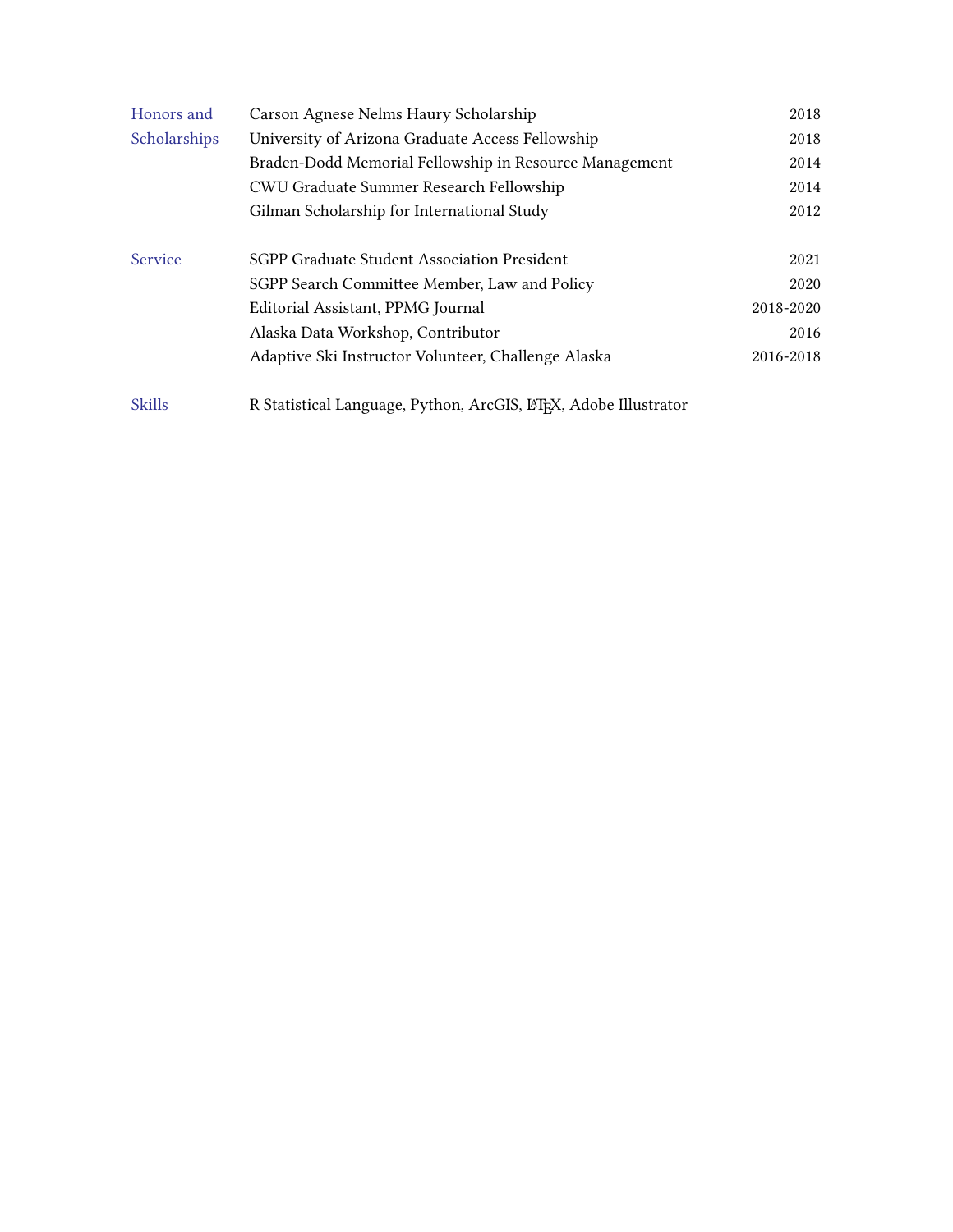## Honors and Scholarships

| | |
|---|---|
| Carson Agnese Nelms Haury Scholarship | 2018 |
| University of Arizona Graduate Access Fellowship | 2018 |
| Braden-Dodd Memorial Fellowship in Resource Management | 2014 |
| CWU Graduate Summer Research Fellowship | 2014 |
| Gilman Scholarship for International Study | 2012 |

## Service

| | |
|---|---|
| SGPP Graduate Student Association President | 2021 |
| SGPP Search Committee Member, Law and Policy | 2020 |
| Editorial Assistant, PPMG Journal | 2018-2020 |
| Alaska Data Workshop, Contributor | 2016 |
| Adaptive Ski Instructor Volunteer, Challenge Alaska | 2016-2018 |

## Skills

R Statistical Language, Python, ArcGIS, LaTeX, Adobe Illustrator